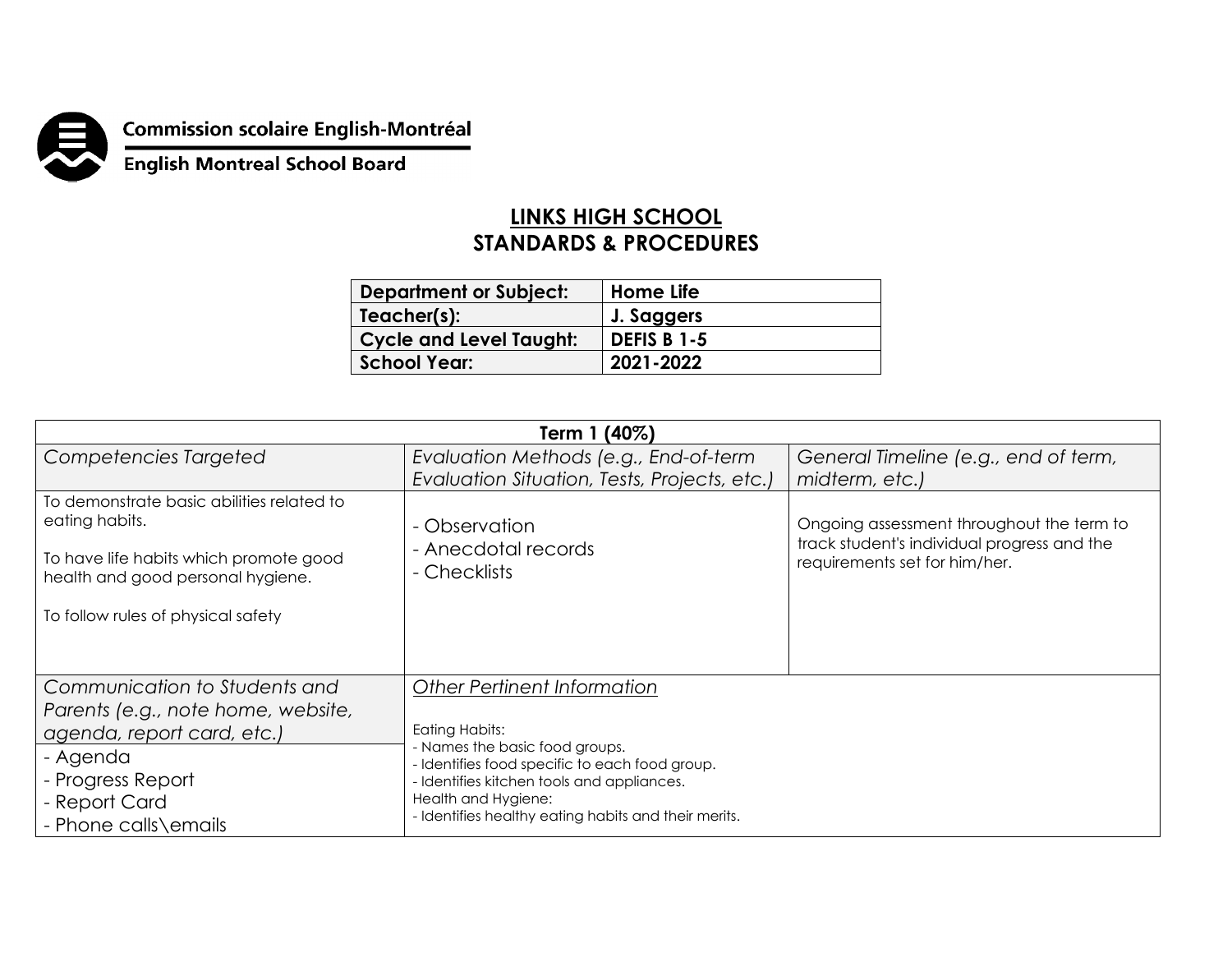Commission scolaire English-Montréal

English Montreal School Board

# LINKS HIGH SCHOOL
## STANDARDS & PROCEDURES

| **Department or Subject:** | **Home Life** |
|---|---|
| **Teacher(s):** | **J. Saggers** |
| **Cycle and Level Taught:** | **DEFIS B 1-5** |
| **School Year:** | **2021-2022** |

| **Term 1 (40%)** | | |
|---|---|---|
| *Competencies Targeted* | *Evaluation Methods (e.g., End-of-term Evaluation Situation, Tests, Projects, etc.)* | *General Timeline (e.g., end of term, midterm, etc.)* |
| To demonstrate basic abilities related to eating habits.<br><br>To have life habits which promote good health and good personal hygiene.<br><br>To follow rules of physical safety | - Observation<br>- Anecdotal records<br>- Checklists | Ongoing assessment throughout the term to track student's individual progress and the requirements set for him/her. |
| *Communication to Students and Parents (e.g., note home, website, agenda, report card, etc.)* | *<u>Other Pertinent Information</u>* | |
| - Agenda<br>- Progress Report<br>- Report Card<br>- Phone calls\emails | Eating Habits:<br>- Names the basic food groups.<br>- Identifies food specific to each food group.<br>- Identifies kitchen tools and appliances.<br>Health and Hygiene:<br>- Identifies healthy eating habits and their merits. | |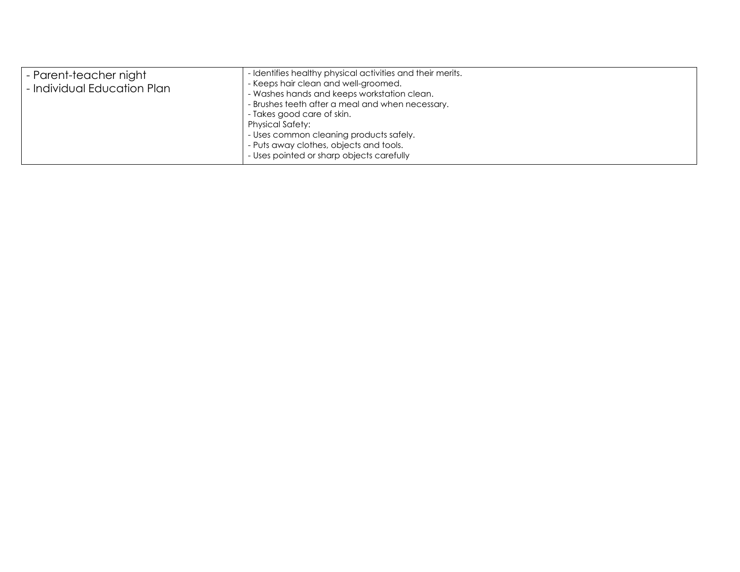| | |
|---|---|
| - Parent-teacher night<br>- Individual Education Plan | - Identifies healthy physical activities and their merits.<br>- Keeps hair clean and well-groomed.<br>- Washes hands and keeps workstation clean.<br>- Brushes teeth after a meal and when necessary.<br>- Takes good care of skin.<br>Physical Safety:<br>- Uses common cleaning products safely.<br>- Puts away clothes, objects and tools.<br>- Uses pointed or sharp objects carefully |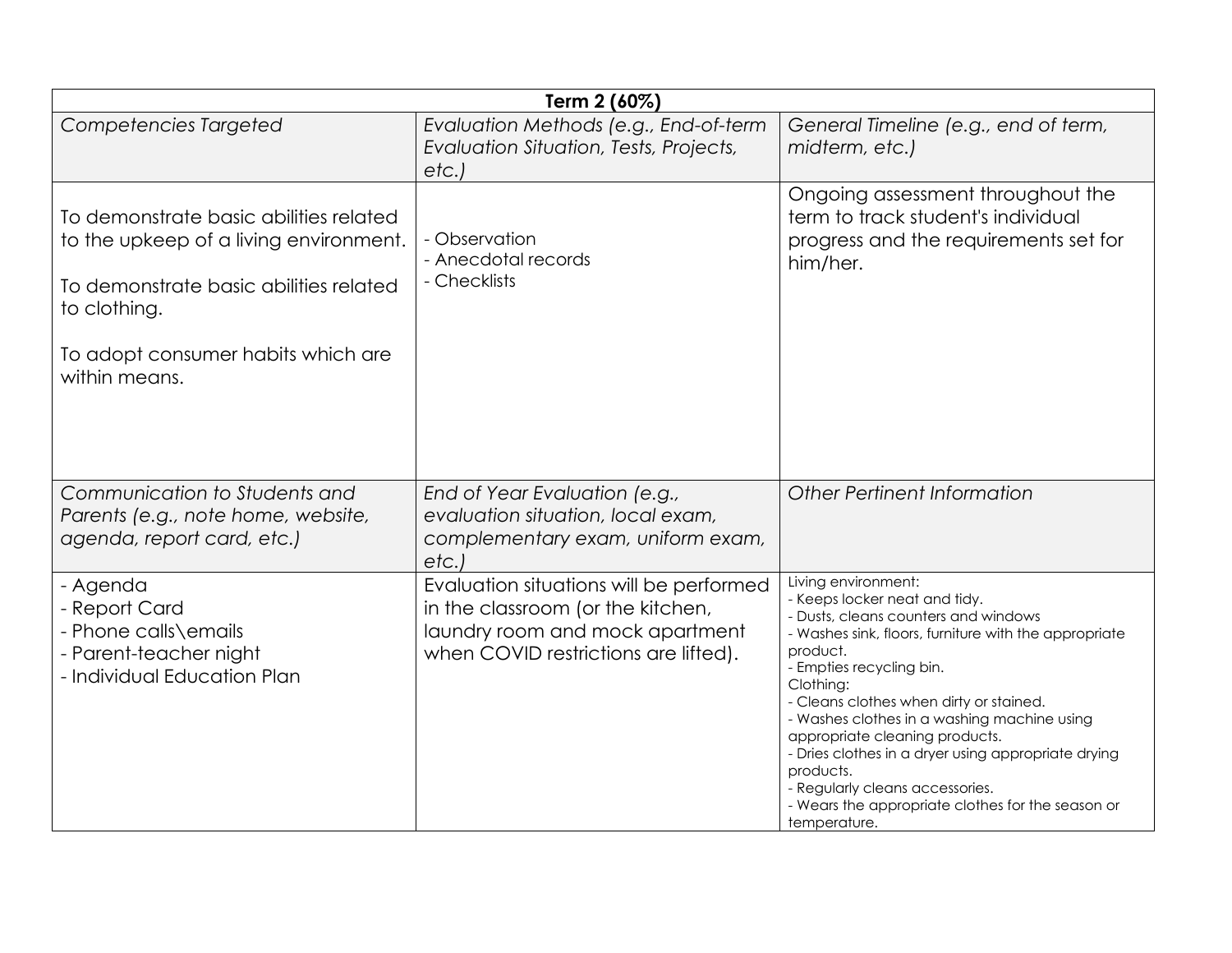| Term 2 (60%) | | |
|---|---|---|
| *Competencies Targeted* | *Evaluation Methods (e.g., End-of-term Evaluation Situation, Tests, Projects, etc.)* | *General Timeline (e.g., end of term, midterm, etc.)* |
| To demonstrate basic abilities related to the upkeep of a living environment.<br><br>To demonstrate basic abilities related to clothing.<br><br>To adopt consumer habits which are within means. | - Observation<br>- Anecdotal records<br>- Checklists | Ongoing assessment throughout the term to track student's individual progress and the requirements set for him/her. |
| *Communication to Students and Parents (e.g., note home, website, agenda, report card, etc.)* | *End of Year Evaluation (e.g., evaluation situation, local exam, complementary exam, uniform exam, etc.)* | *Other Pertinent Information* |
| - Agenda<br>- Report Card<br>- Phone calls\emails<br>- Parent-teacher night<br>- Individual Education Plan | Evaluation situations will be performed in the classroom (or the kitchen, laundry room and mock apartment when COVID restrictions are lifted). | Living environment:<br>- Keeps locker neat and tidy.<br>- Dusts, cleans counters and windows<br>- Washes sink, floors, furniture with the appropriate product.<br>- Empties recycling bin.<br>Clothing:<br>- Cleans clothes when dirty or stained.<br>- Washes clothes in a washing machine using appropriate cleaning products.<br>- Dries clothes in a dryer using appropriate drying products.<br>- Regularly cleans accessories.<br>- Wears the appropriate clothes for the season or temperature. |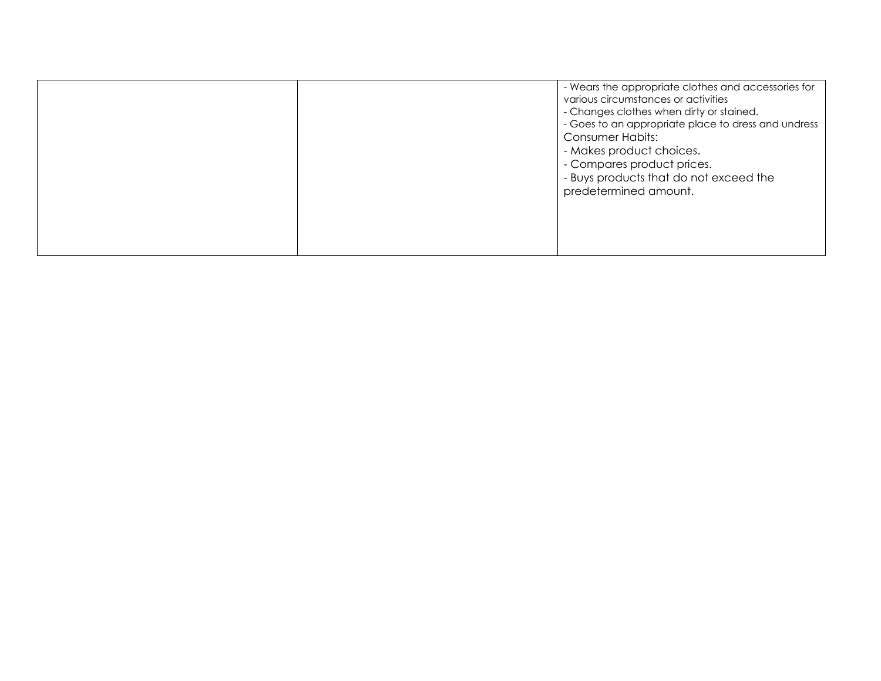| | | |
|---|---|---|
| | | - Wears the appropriate clothes and accessories for various circumstances or activities<br>- Changes clothes when dirty or stained.<br>- Goes to an appropriate place to dress and undress<br>Consumer Habits:<br>- Makes product choices.<br>- Compares product prices.<br>- Buys products that do not exceed the predetermined amount. |